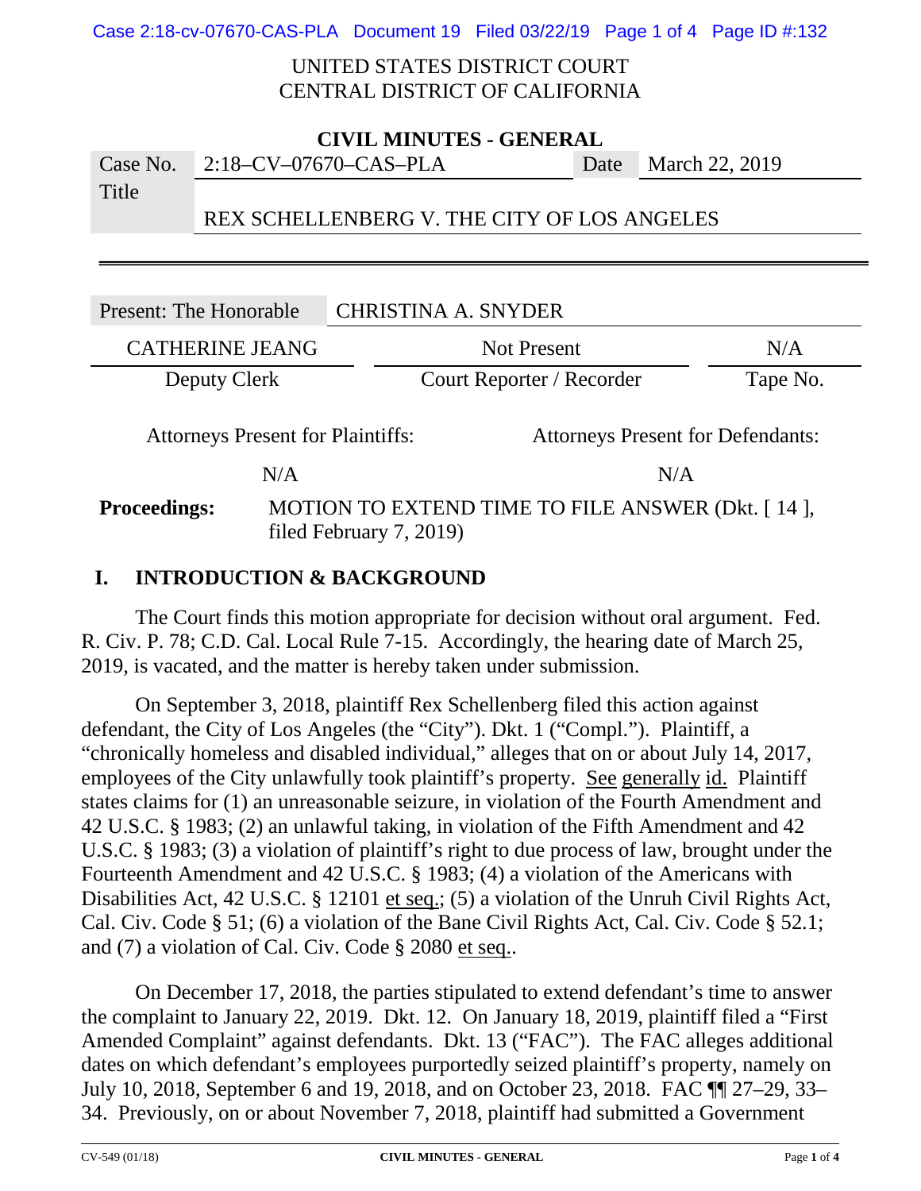UNITED STATES DISTRICT COURT
CENTRAL DISTRICT OF CALIFORNIA

**CIVIL MINUTES - GENERAL**

| Case No. | 2:18–CV–07670–CAS–PLA | Date | March 22, 2019 |
|---|---|---|---|
| Title | REX SCHELLENBERG V. THE CITY OF LOS ANGELES | | |

| Present: The Honorable | CHRISTINA A. SNYDER | |
|---|---|---|
| CATHERINE JEANG | Not Present | N/A |
| Deputy Clerk | Court Reporter / Recorder | Tape No. |

| Attorneys Present for Plaintiffs: | Attorneys Present for Defendants: |
|---|---|
| N/A | N/A |

**Proceedings:** MOTION TO EXTEND TIME TO FILE ANSWER (Dkt. [ 14 ], filed February 7, 2019)

## I. INTRODUCTION & BACKGROUND

The Court finds this motion appropriate for decision without oral argument. Fed. R. Civ. P. 78; C.D. Cal. Local Rule 7-15. Accordingly, the hearing date of March 25, 2019, is vacated, and the matter is hereby taken under submission.

On September 3, 2018, plaintiff Rex Schellenberg filed this action against defendant, the City of Los Angeles (the "City"). Dkt. 1 ("Compl."). Plaintiff, a "chronically homeless and disabled individual," alleges that on or about July 14, 2017, employees of the City unlawfully took plaintiff's property. See generally id. Plaintiff states claims for (1) an unreasonable seizure, in violation of the Fourth Amendment and 42 U.S.C. § 1983; (2) an unlawful taking, in violation of the Fifth Amendment and 42 U.S.C. § 1983; (3) a violation of plaintiff's right to due process of law, brought under the Fourteenth Amendment and 42 U.S.C. § 1983; (4) a violation of the Americans with Disabilities Act, 42 U.S.C. § 12101 et seq.; (5) a violation of the Unruh Civil Rights Act, Cal. Civ. Code § 51; (6) a violation of the Bane Civil Rights Act, Cal. Civ. Code § 52.1; and (7) a violation of Cal. Civ. Code § 2080 et seq..

On December 17, 2018, the parties stipulated to extend defendant's time to answer the complaint to January 22, 2019. Dkt. 12. On January 18, 2019, plaintiff filed a "First Amended Complaint" against defendants. Dkt. 13 ("FAC"). The FAC alleges additional dates on which defendant's employees purportedly seized plaintiff's property, namely on July 10, 2018, September 6 and 19, 2018, and on October 23, 2018. FAC ¶¶ 27–29, 33–34. Previously, on or about November 7, 2018, plaintiff had submitted a Government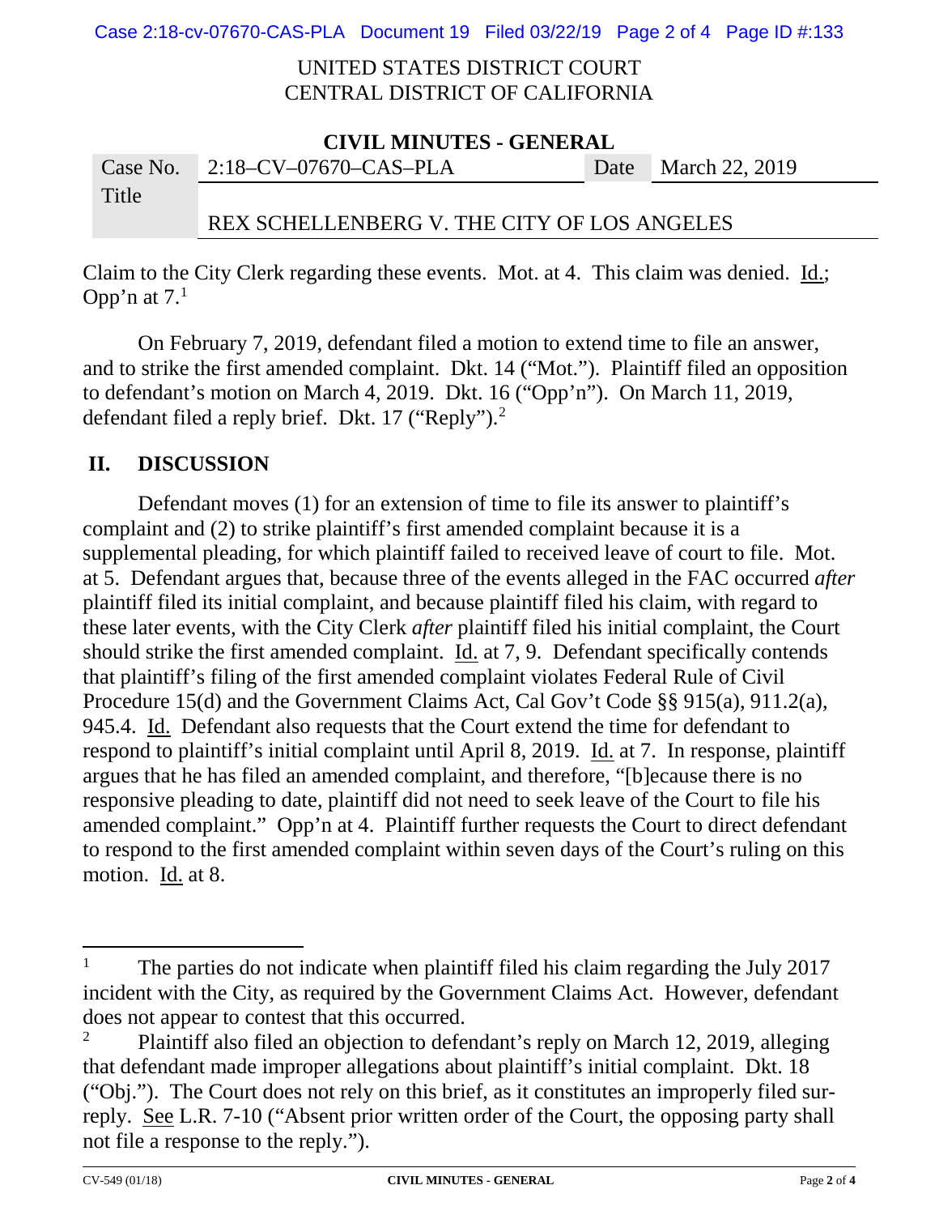Claim to the City Clerk regarding these events. Mot. at 4. This claim was denied. Id.; Opp'n at 7.[1]

On February 7, 2019, defendant filed a motion to extend time to file an answer, and to strike the first amended complaint. Dkt. 14 ("Mot."). Plaintiff filed an opposition to defendant's motion on March 4, 2019. Dkt. 16 ("Opp'n"). On March 11, 2019, defendant filed a reply brief. Dkt. 17 ("Reply").[2]

## II. DISCUSSION

Defendant moves (1) for an extension of time to file its answer to plaintiff's complaint and (2) to strike plaintiff's first amended complaint because it is a supplemental pleading, for which plaintiff failed to received leave of court to file. Mot. at 5. Defendant argues that, because three of the events alleged in the FAC occurred *after* plaintiff filed its initial complaint, and because plaintiff filed his claim, with regard to these later events, with the City Clerk *after* plaintiff filed his initial complaint, the Court should strike the first amended complaint. Id. at 7, 9. Defendant specifically contends that plaintiff's filing of the first amended complaint violates Federal Rule of Civil Procedure 15(d) and the Government Claims Act, Cal Gov't Code §§ 915(a), 911.2(a), 945.4. Id. Defendant also requests that the Court extend the time for defendant to respond to plaintiff's initial complaint until April 8, 2019. Id. at 7. In response, plaintiff argues that he has filed an amended complaint, and therefore, "[b]ecause there is no responsive pleading to date, plaintiff did not need to seek leave of the Court to file his amended complaint." Opp'n at 4. Plaintiff further requests the Court to direct defendant to respond to the first amended complaint within seven days of the Court's ruling on this motion. Id. at 8.

---

[1] The parties do not indicate when plaintiff filed his claim regarding the July 2017 incident with the City, as required by the Government Claims Act. However, defendant does not appear to contest that this occurred.

[2] Plaintiff also filed an objection to defendant's reply on March 12, 2019, alleging that defendant made improper allegations about plaintiff's initial complaint. Dkt. 18 ("Obj."). The Court does not rely on this brief, as it constitutes an improperly filed sur-reply. See L.R. 7-10 ("Absent prior written order of the Court, the opposing party shall not file a response to the reply.").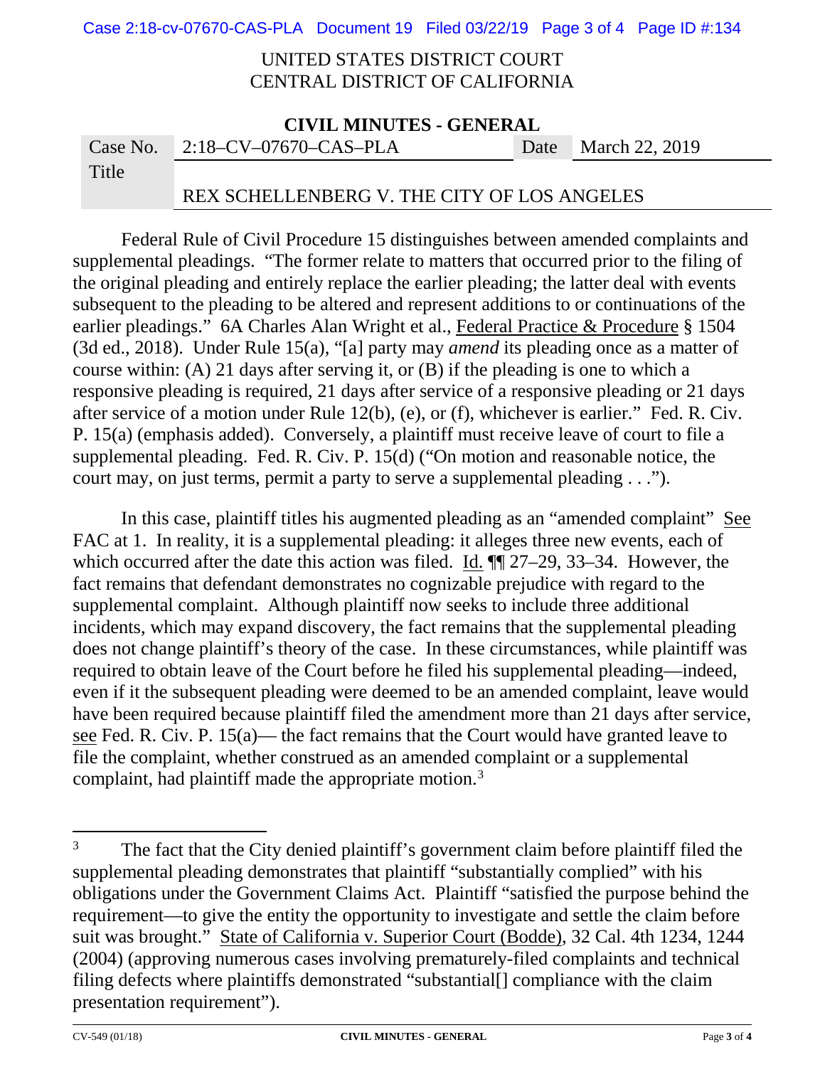UNITED STATES DISTRICT COURT
CENTRAL DISTRICT OF CALIFORNIA

**CIVIL MINUTES - GENERAL**

| Case No. | 2:18–CV–07670–CAS–PLA | Date | March 22, 2019 |
|---|---|---|---|
| Title | REX SCHELLENBERG V. THE CITY OF LOS ANGELES | | |

Federal Rule of Civil Procedure 15 distinguishes between amended complaints and supplemental pleadings. "The former relate to matters that occurred prior to the filing of the original pleading and entirely replace the earlier pleading; the latter deal with events subsequent to the pleading to be altered and represent additions to or continuations of the earlier pleadings." 6A Charles Alan Wright et al., Federal Practice & Procedure § 1504 (3d ed., 2018). Under Rule 15(a), "[a] party may *amend* its pleading once as a matter of course within: (A) 21 days after serving it, or (B) if the pleading is one to which a responsive pleading is required, 21 days after service of a responsive pleading or 21 days after service of a motion under Rule 12(b), (e), or (f), whichever is earlier." Fed. R. Civ. P. 15(a) (emphasis added). Conversely, a plaintiff must receive leave of court to file a supplemental pleading. Fed. R. Civ. P. 15(d) ("On motion and reasonable notice, the court may, on just terms, permit a party to serve a supplemental pleading . . .").

In this case, plaintiff titles his augmented pleading as an "amended complaint" See FAC at 1. In reality, it is a supplemental pleading: it alleges three new events, each of which occurred after the date this action was filed. Id. ¶¶ 27–29, 33–34. However, the fact remains that defendant demonstrates no cognizable prejudice with regard to the supplemental complaint. Although plaintiff now seeks to include three additional incidents, which may expand discovery, the fact remains that the supplemental pleading does not change plaintiff's theory of the case. In these circumstances, while plaintiff was required to obtain leave of the Court before he filed his supplemental pleading—indeed, even if it the subsequent pleading were deemed to be an amended complaint, leave would have been required because plaintiff filed the amendment more than 21 days after service, see Fed. R. Civ. P. 15(a)— the fact remains that the Court would have granted leave to file the complaint, whether construed as an amended complaint or a supplemental complaint, had plaintiff made the appropriate motion.[3]

[3] The fact that the City denied plaintiff's government claim before plaintiff filed the supplemental pleading demonstrates that plaintiff "substantially complied" with his obligations under the Government Claims Act. Plaintiff "satisfied the purpose behind the requirement—to give the entity the opportunity to investigate and settle the claim before suit was brought." State of California v. Superior Court (Bodde), 32 Cal. 4th 1234, 1244 (2004) (approving numerous cases involving prematurely-filed complaints and technical filing defects where plaintiffs demonstrated "substantial[] compliance with the claim presentation requirement").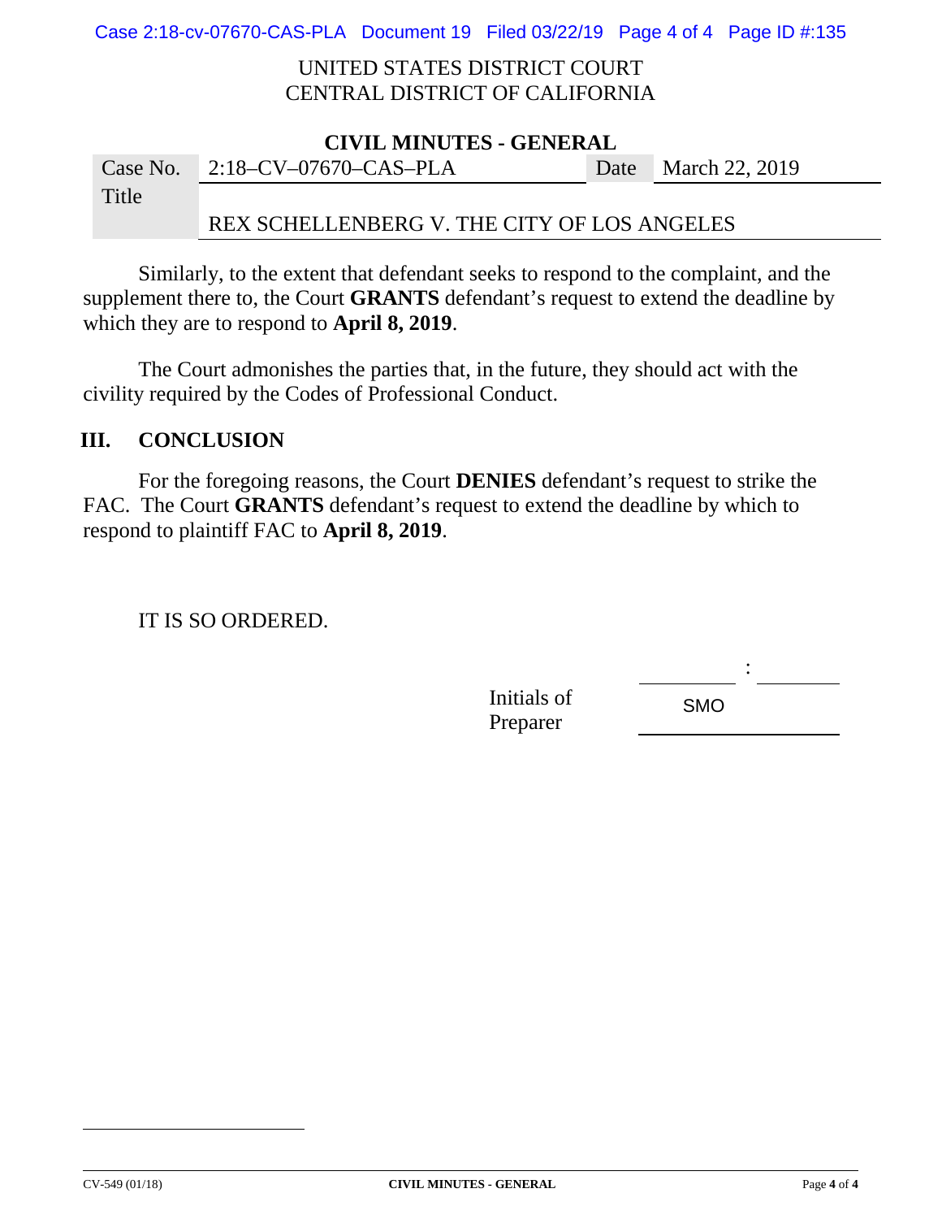UNITED STATES DISTRICT COURT
CENTRAL DISTRICT OF CALIFORNIA

**CIVIL MINUTES - GENERAL**

| | | | |
|---|---|---|---|
| Case No. | 2:18–CV–07670–CAS–PLA | Date | March 22, 2019 |
| Title | REX SCHELLENBERG V. THE CITY OF LOS ANGELES | | |

Similarly, to the extent that defendant seeks to respond to the complaint, and the supplement there to, the Court **GRANTS** defendant's request to extend the deadline by which they are to respond to **April 8, 2019**.

The Court admonishes the parties that, in the future, they should act with the civility required by the Codes of Professional Conduct.

## III. CONCLUSION

For the foregoing reasons, the Court **DENIES** defendant's request to strike the FAC. The Court **GRANTS** defendant's request to extend the deadline by which to respond to plaintiff FAC to **April 8, 2019**.

IT IS SO ORDERED.

| | |
|---|---|
| | : |
| Initials of Preparer | SMO |